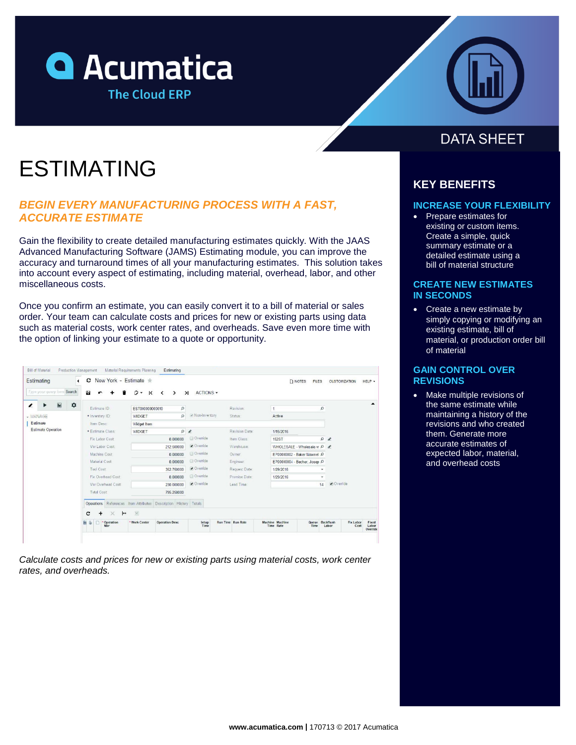# Acumatica

The Cloud ERP

DATA SHEET

# ESTIMATING

## *BEGIN EVERY MANUFACTURING PROCESS WITH A FAST, ACCURATE ESTIMATE*

Gain the flexibility to create detailed manufacturing estimates quickly. With the JAAS Advanced Manufacturing Software (JAMS) Estimating module, you can improve the accuracy and turnaround times of all your manufacturing estimates. This solution takes into account every aspect of estimating, including material, overhead, labor, and other miscellaneous costs.

Once you confirm an estimate, you can easily convert it to a bill of material or sales order. Your team can calculate costs and prices for new or existing parts using data such as material costs, work center rates, and overheads. Save even more time with the option of linking your estimate to a quote or opportunity.

*Calculate costs and prices for new or existing parts using material costs, work center rates, and overheads.*

## KEY BENEFITS

### INCREASE YOUR FLEXIBILITY

- Prepare estimates for existing or custom items. Create a simple, quick summary estimate or a detailed estimate using a bill of material structure

### CREATE NEW ESTIMATES IN SECONDS

- Create a new estimate by simply copying or modifying an existing estimate, bill of material, or production order bill of material

### GAIN CONTROL OVER REVISIONS

- Make multiple revisions of the same estimate while maintaining a history of the revisions and who created them. Generate more accurate estimates of expected labor, material, and overhead costs

**www.acumatica.com |** 170713 © 2017 Acumatica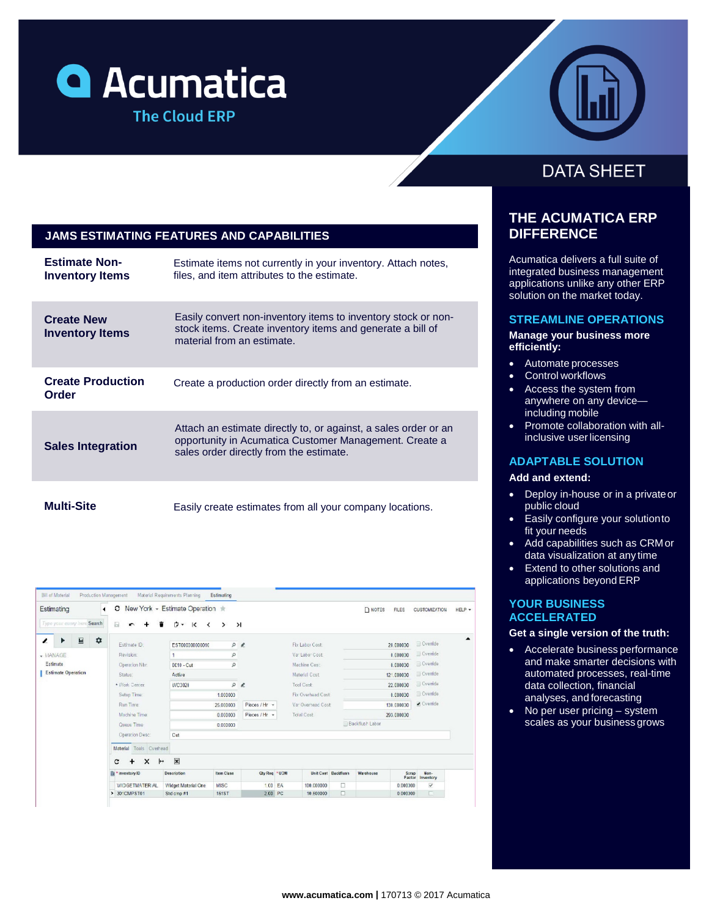# Acumatica

The Cloud ERP

DATA SHEET

## JAMS ESTIMATING FEATURES AND CAPABILITIES

| | |
|---|---|
| **Estimate Non-Inventory Items** | Estimate items not currently in your inventory. Attach notes, files, and item attributes to the estimate. |
| **Create New Inventory Items** | Easily convert non-inventory items to inventory stock or non-stock items. Create inventory items and generate a bill of material from an estimate. |
| **Create Production Order** | Create a production order directly from an estimate. |
| **Sales Integration** | Attach an estimate directly to, or against, a sales order or an opportunity in Acumatica Customer Management. Create a sales order directly from the estimate. |
| **Multi-Site** | Easily create estimates from all your company locations. |

## THE ACUMATICA ERP DIFFERENCE

Acumatica delivers a full suite of integrated business management applications unlike any other ERP solution on the market today.

### STREAMLINE OPERATIONS

**Manage your business more efficiently:**

- Automate processes
- Control workflows
- Access the system from anywhere on any device—including mobile
- Promote collaboration with all-inclusive user licensing

### ADAPTABLE SOLUTION

**Add and extend:**

- Deploy in-house or in a private or public cloud
- Easily configure your solution to fit your needs
- Add capabilities such as CRM or data visualization at any time
- Extend to other solutions and applications beyond ERP

### YOUR BUSINESS ACCELERATED

**Get a single version of the truth:**

- Accelerate business performance and make smarter decisions with automated processes, real-time data collection, financial analyses, and forecasting
- No per user pricing – system scales as your business grows

**www.acumatica.com** | 170713 © 2017 Acumatica